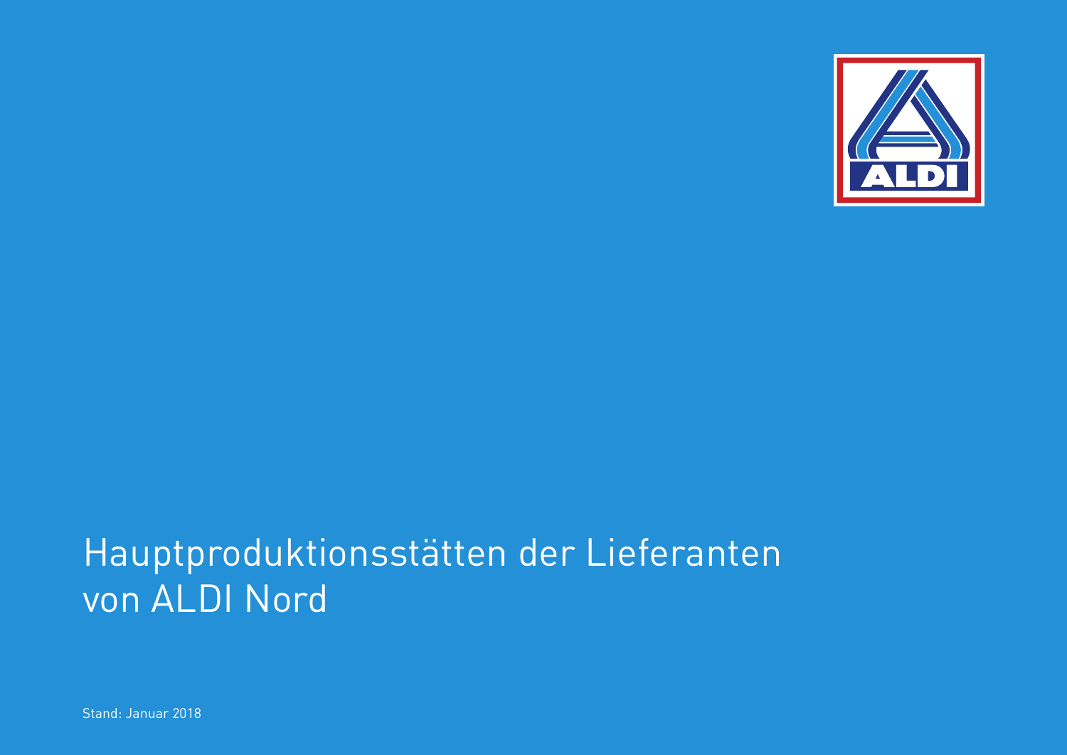# Hauptproduktionsstätten der Lieferanten von ALDI Nord

Stand: Januar 2018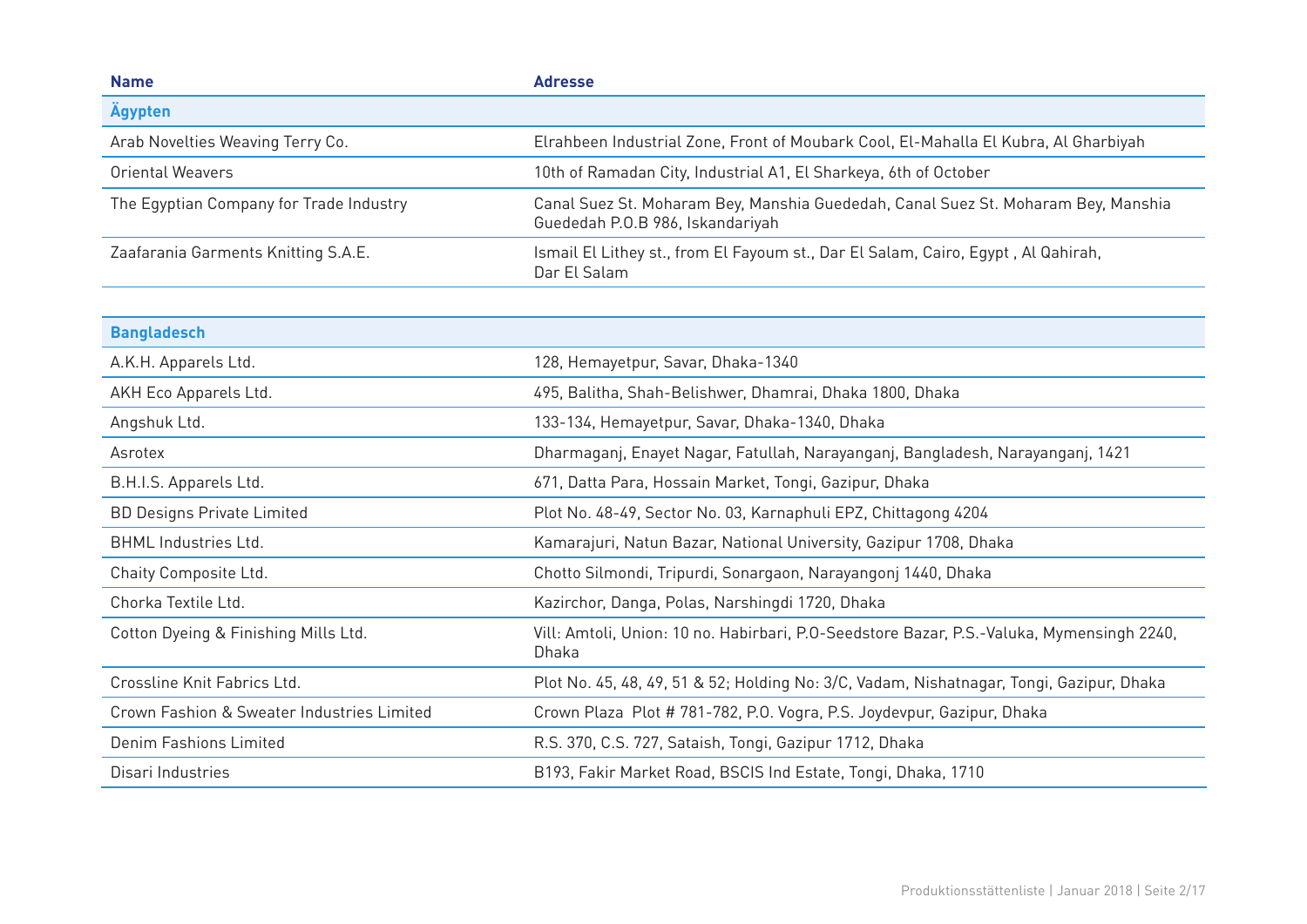| Name | Adresse |
|---|---|
| **Ägypten** | |
| Arab Novelties Weaving Terry Co. | Elrahbeen Industrial Zone, Front of Moubark Cool, El-Mahalla El Kubra, Al Gharbiyah |
| Oriental Weavers | 10th of Ramadan City, Industrial A1, El Sharkeya, 6th of October |
| The Egyptian Company for Trade Industry | Canal Suez St. Moharam Bey, Manshia Guededah, Canal Suez St. Moharam Bey, Manshia Guededah P.O.B 986, Iskandariyah |
| Zaafarania Garments Knitting S.A.E. | Ismail El Lithey st., from El Fayoum st., Dar El Salam, Cairo, Egypt , Al Qahirah, Dar El Salam |

| Name | Adresse |
|---|---|
| **Bangladesch** | |
| A.K.H. Apparels Ltd. | 128, Hemayetpur, Savar, Dhaka-1340 |
| AKH Eco Apparels Ltd. | 495, Balitha, Shah-Belishwer, Dhamrai, Dhaka 1800, Dhaka |
| Angshuk Ltd. | 133-134, Hemayetpur, Savar, Dhaka-1340, Dhaka |
| Asrotex | Dharmaganj, Enayet Nagar, Fatullah, Narayanganj, Bangladesh, Narayanganj, 1421 |
| B.H.I.S. Apparels Ltd. | 671, Datta Para, Hossain Market, Tongi, Gazipur, Dhaka |
| BD Designs Private Limited | Plot No. 48-49, Sector No. 03, Karnaphuli EPZ, Chittagong 4204 |
| BHML Industries Ltd. | Kamarajuri, Natun Bazar, National University, Gazipur 1708, Dhaka |
| Chaity Composite Ltd. | Chotto Silmondi, Tripurdi, Sonargaon, Narayangonj 1440, Dhaka |
| Chorka Textile Ltd. | Kazirchor, Danga, Polas, Narshingdi 1720, Dhaka |
| Cotton Dyeing & Finishing Mills Ltd. | Vill: Amtoli, Union: 10 no. Habirbari, P.O-Seedstore Bazar, P.S.-Valuka, Mymensingh 2240, Dhaka |
| Crossline Knit Fabrics Ltd. | Plot No. 45, 48, 49, 51 & 52; Holding No: 3/C, Vadam, Nishatnagar, Tongi, Gazipur, Dhaka |
| Crown Fashion & Sweater Industries Limited | Crown Plaza Plot # 781-782, P.O. Vogra, P.S. Joydevpur, Gazipur, Dhaka |
| Denim Fashions Limited | R.S. 370, C.S. 727, Sataish, Tongi, Gazipur 1712, Dhaka |
| Disari Industries | B193, Fakir Market Road, BSCIS Ind Estate, Tongi, Dhaka, 1710 |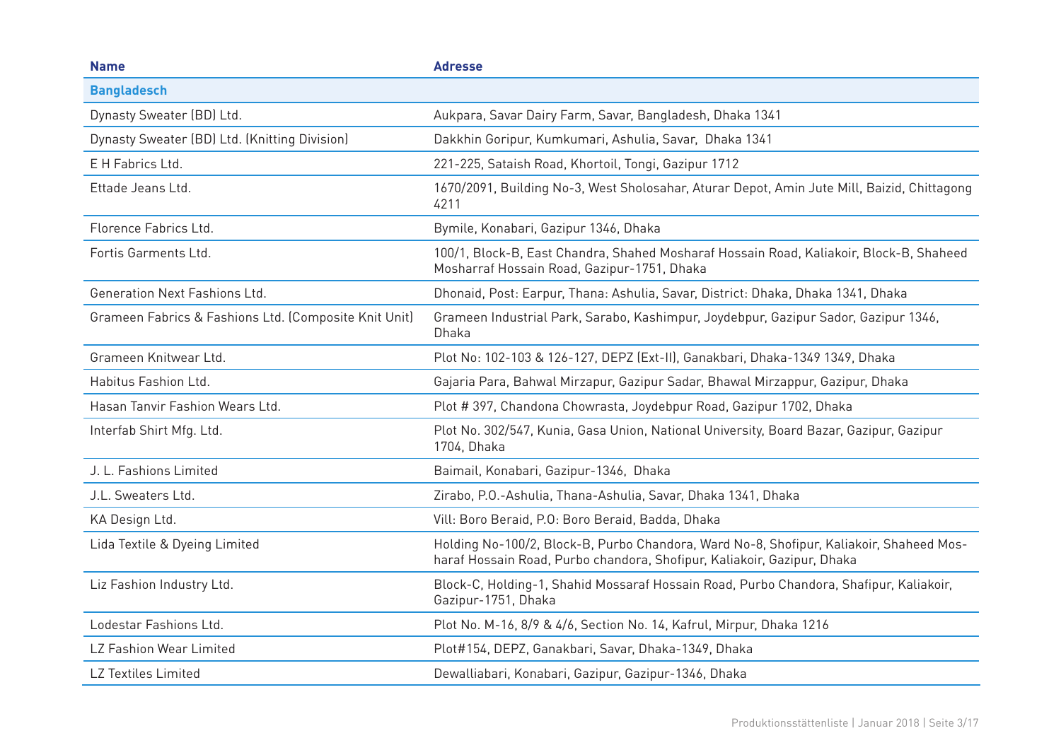| Name | Adresse |
|---|---|
| **Bangladesch** | |
| Dynasty Sweater (BD) Ltd. | Aukpara, Savar Dairy Farm, Savar, Bangladesh, Dhaka 1341 |
| Dynasty Sweater (BD) Ltd. (Knitting Division) | Dakkhin Goripur, Kumkumari, Ashulia, Savar, Dhaka 1341 |
| E H Fabrics Ltd. | 221-225, Sataish Road, Khortoil, Tongi, Gazipur 1712 |
| Ettade Jeans Ltd. | 1670/2091, Building No-3, West Sholosahar, Aturar Depot, Amin Jute Mill, Baizid, Chittagong 4211 |
| Florence Fabrics Ltd. | Bymile, Konabari, Gazipur 1346, Dhaka |
| Fortis Garments Ltd. | 100/1, Block-B, East Chandra, Shahed Mosharaf Hossain Road, Kaliakoir, Block-B, Shaheed Mosharraf Hossain Road, Gazipur-1751, Dhaka |
| Generation Next Fashions Ltd. | Dhonaid, Post: Earpur, Thana: Ashulia, Savar, District: Dhaka, Dhaka 1341, Dhaka |
| Grameen Fabrics & Fashions Ltd. (Composite Knit Unit) | Grameen Industrial Park, Sarabo, Kashimpur, Joydebpur, Gazipur Sador, Gazipur 1346, Dhaka |
| Grameen Knitwear Ltd. | Plot No: 102-103 & 126-127, DEPZ (Ext-II), Ganakbari, Dhaka-1349 1349, Dhaka |
| Habitus Fashion Ltd. | Gajaria Para, Bahwal Mirzapur, Gazipur Sadar, Bhawal Mirzappur, Gazipur, Dhaka |
| Hasan Tanvir Fashion Wears Ltd. | Plot # 397, Chandona Chowrasta, Joydebpur Road, Gazipur 1702, Dhaka |
| Interfab Shirt Mfg. Ltd. | Plot No. 302/547, Kunia, Gasa Union, National University, Board Bazar, Gazipur, Gazipur 1704, Dhaka |
| J. L. Fashions Limited | Baimail, Konabari, Gazipur-1346, Dhaka |
| J.L. Sweaters Ltd. | Zirabo, P.O.-Ashulia, Thana-Ashulia, Savar, Dhaka 1341, Dhaka |
| KA Design Ltd. | Vill: Boro Beraid, P.O: Boro Beraid, Badda, Dhaka |
| Lida Textile & Dyeing Limited | Holding No-100/2, Block-B, Purbo Chandora, Ward No-8, Shofipur, Kaliakoir, Shaheed Mosharaf Hossain Road, Purbo chandora, Shofipur, Kaliakoir, Gazipur, Dhaka |
| Liz Fashion Industry Ltd. | Block-C, Holding-1, Shahid Mossaraf Hossain Road, Purbo Chandora, Shafipur, Kaliakoir, Gazipur-1751, Dhaka |
| Lodestar Fashions Ltd. | Plot No. M-16, 8/9 & 4/6, Section No. 14, Kafrul, Mirpur, Dhaka 1216 |
| LZ Fashion Wear Limited | Plot#154, DEPZ, Ganakbari, Savar, Dhaka-1349, Dhaka |
| LZ Textiles Limited | Dewalliabari, Konabari, Gazipur, Gazipur-1346, Dhaka |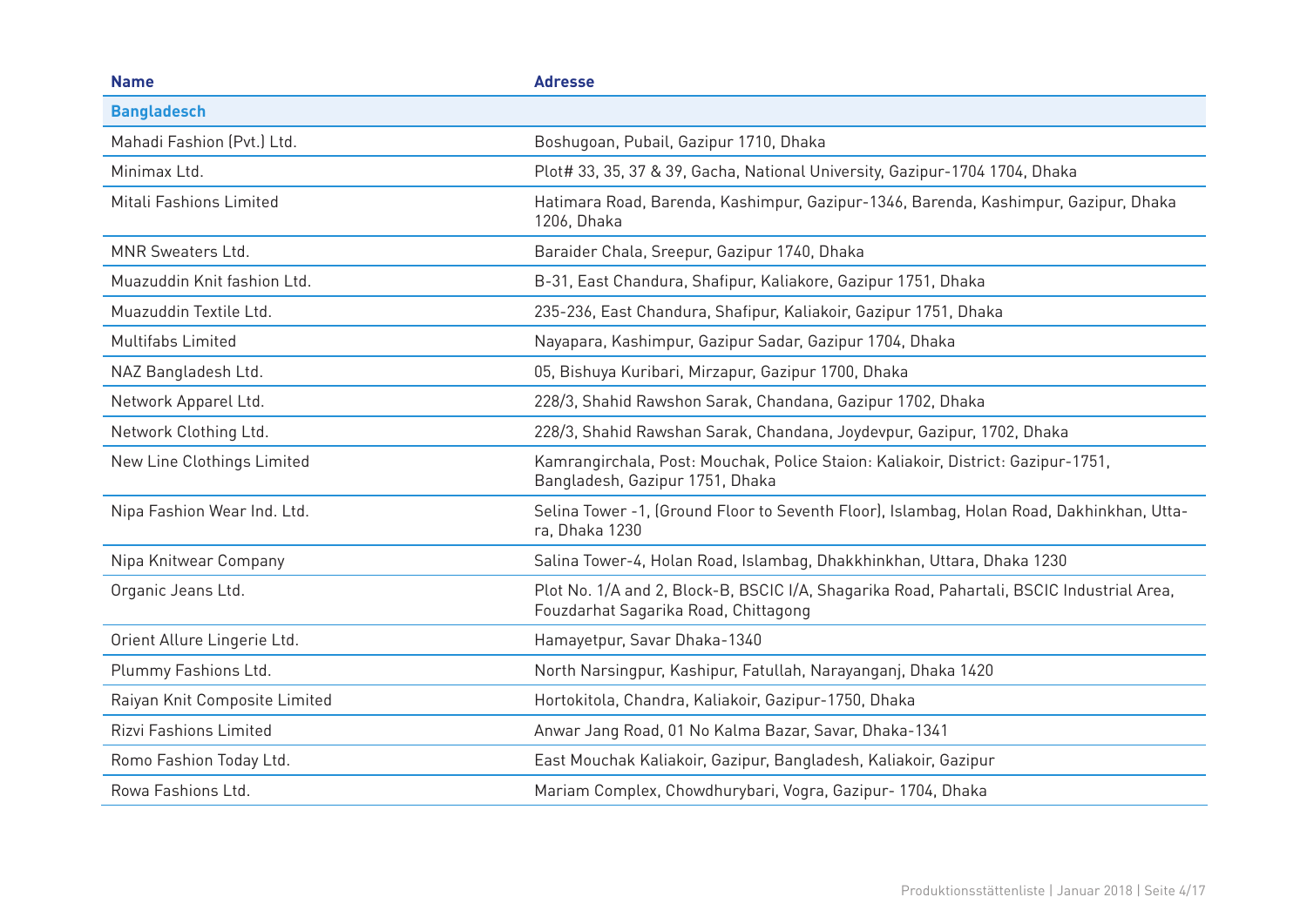| Name | Adresse |
|---|---|
| **Bangladesch** | |
| Mahadi Fashion (Pvt.) Ltd. | Boshugoan, Pubail, Gazipur 1710, Dhaka |
| Minimax Ltd. | Plot# 33, 35, 37 & 39, Gacha, National University, Gazipur-1704 1704, Dhaka |
| Mitali Fashions Limited | Hatimara Road, Barenda, Kashimpur, Gazipur-1346, Barenda, Kashimpur, Gazipur, Dhaka 1206, Dhaka |
| MNR Sweaters Ltd. | Baraider Chala, Sreepur, Gazipur 1740, Dhaka |
| Muazuddin Knit fashion Ltd. | B-31, East Chandura, Shafipur, Kaliakore, Gazipur 1751, Dhaka |
| Muazuddin Textile Ltd. | 235-236, East Chandura, Shafipur, Kaliakoir, Gazipur 1751, Dhaka |
| Multifabs Limited | Nayapara, Kashimpur, Gazipur Sadar, Gazipur 1704, Dhaka |
| NAZ Bangladesh Ltd. | 05, Bishuya Kuribari, Mirzapur, Gazipur 1700, Dhaka |
| Network Apparel Ltd. | 228/3, Shahid Rawshon Sarak, Chandana, Gazipur 1702, Dhaka |
| Network Clothing Ltd. | 228/3, Shahid Rawshan Sarak, Chandana, Joydevpur, Gazipur, 1702, Dhaka |
| New Line Clothings Limited | Kamrangirchala, Post: Mouchak, Police Staion: Kaliakoir, District: Gazipur-1751, Bangladesh, Gazipur 1751, Dhaka |
| Nipa Fashion Wear Ind. Ltd. | Selina Tower -1, (Ground Floor to Seventh Floor), Islambag, Holan Road, Dakhinkhan, Uttara, Dhaka 1230 |
| Nipa Knitwear Company | Salina Tower-4, Holan Road, Islambag, Dhakkhinkhan, Uttara, Dhaka 1230 |
| Organic Jeans Ltd. | Plot No. 1/A and 2, Block-B, BSCIC I/A, Shagarika Road, Pahartali, BSCIC Industrial Area, Fouzdarhat Sagarika Road, Chittagong |
| Orient Allure Lingerie Ltd. | Hamayetpur, Savar Dhaka-1340 |
| Plummy Fashions Ltd. | North Narsingpur, Kashipur, Fatullah, Narayanganj, Dhaka 1420 |
| Raiyan Knit Composite Limited | Hortokitola, Chandra, Kaliakoir, Gazipur-1750, Dhaka |
| Rizvi Fashions Limited | Anwar Jang Road, 01 No Kalma Bazar, Savar, Dhaka-1341 |
| Romo Fashion Today Ltd. | East Mouchak Kaliakoir, Gazipur, Bangladesh, Kaliakoir, Gazipur |
| Rowa Fashions Ltd. | Mariam Complex, Chowdhurybari, Vogra, Gazipur- 1704, Dhaka |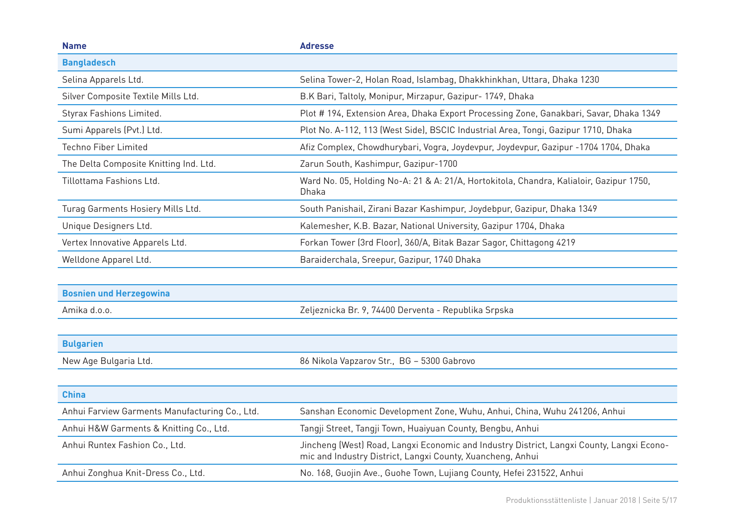| Name | Adresse |
|---|---|
| **Bangladesch** | |
| Selina Apparels Ltd. | Selina Tower-2, Holan Road, Islambag, Dhakkhinkhan, Uttara, Dhaka 1230 |
| Silver Composite Textile Mills Ltd. | B.K Bari, Taltoly, Monipur, Mirzapur, Gazipur- 1749, Dhaka |
| Styrax Fashions Limited. | Plot # 194, Extension Area, Dhaka Export Processing Zone, Ganakbari, Savar, Dhaka 1349 |
| Sumi Apparels (Pvt.) Ltd. | Plot No. A-112, 113 (West Side), BSCIC Industrial Area, Tongi, Gazipur 1710, Dhaka |
| Techno Fiber Limited | Afiz Complex, Chowdhurybari, Vogra, Joydevpur, Joydevpur, Gazipur -1704 1704, Dhaka |
| The Delta Composite Knitting Ind. Ltd. | Zarun South, Kashimpur, Gazipur-1700 |
| Tillottama Fashions Ltd. | Ward No. 05, Holding No-A: 21 & A: 21/A, Hortokitola, Chandra, Kalialoir, Gazipur 1750, Dhaka |
| Turag Garments Hosiery Mills Ltd. | South Panishail, Zirani Bazar Kashimpur, Joydebpur, Gazipur, Dhaka 1349 |
| Unique Designers Ltd. | Kalemesher, K.B. Bazar, National University, Gazipur 1704, Dhaka |
| Vertex Innovative Apparels Ltd. | Forkan Tower (3rd Floor), 360/A, Bitak Bazar Sagor, Chittagong 4219 |
| Welldone Apparel Ltd. | Baraiderchala, Sreepur, Gazipur, 1740 Dhaka |
| **Bosnien und Herzegowina** | |
| Amika d.o.o. | Zeljeznicka Br. 9, 74400 Derventa - Republika Srpska |
| **Bulgarien** | |
| New Age Bulgaria Ltd. | 86 Nikola Vapzarov Str., BG – 5300 Gabrovo |
| **China** | |
| Anhui Farview Garments Manufacturing Co., Ltd. | Sanshan Economic Development Zone, Wuhu, Anhui, China, Wuhu 241206, Anhui |
| Anhui H&W Garments & Knitting Co., Ltd. | Tangji Street, Tangji Town, Huaiyuan County, Bengbu, Anhui |
| Anhui Runtex Fashion Co., Ltd. | Jincheng (West) Road, Langxi Economic and Industry District, Langxi County, Langxi Economic and Industry District, Langxi County, Xuancheng, Anhui |
| Anhui Zonghua Knit-Dress Co., Ltd. | No. 168, Guojin Ave., Guohe Town, Lujiang County, Hefei 231522, Anhui |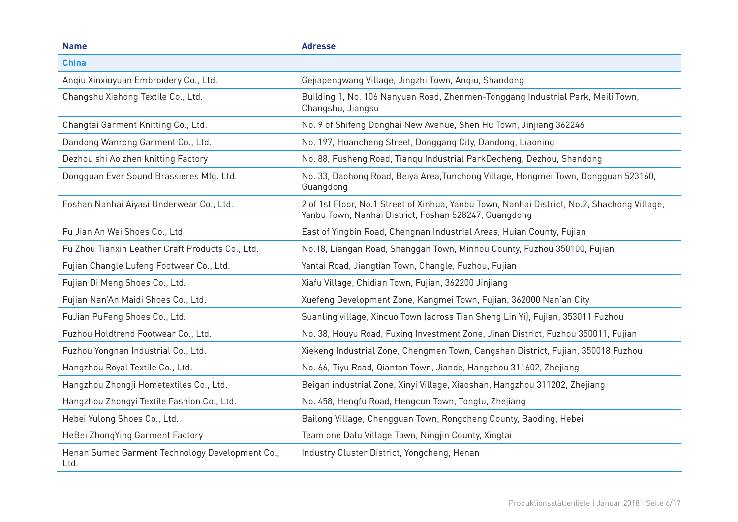| Name | Adresse |
| --- | --- |
| **China** | |
| Anqiu Xinxiuyuan Embroidery Co., Ltd. | Gejiapengwang Village, Jingzhi Town, Anqiu, Shandong |
| Changshu Xiahong Textile Co., Ltd. | Building 1, No. 106 Nanyuan Road, Zhenmen-Tonggang Industrial Park, Meili Town, Changshu, Jiangsu |
| Changtai Garment Knitting Co., Ltd. | No. 9 of Shifeng Donghai New Avenue, Shen Hu Town, Jinjiang 362246 |
| Dandong Wanrong Garment Co., Ltd. | No. 197, Huancheng Street, Donggang City, Dandong, Liaoning |
| Dezhou shi Ao zhen knitting Factory | No. 88, Fusheng Road, Tianqu Industrial ParkDecheng, Dezhou, Shandong |
| Dongguan Ever Sound Brassieres Mfg. Ltd. | No. 33, Daohong Road, Beiya Area,Tunchong Village, Hongmei Town, Dongguan 523160, Guangdong |
| Foshan Nanhai Aiyasi Underwear Co., Ltd. | 2 of 1st Floor, No.1 Street of Xinhua, Yanbu Town, Nanhai District, No.2, Shachong Village, Yanbu Town, Nanhai District, Foshan 528247, Guangdong |
| Fu Jian An Wei Shoes Co., Ltd. | East of Yingbin Road, Chengnan Industrial Areas, Huian County, Fujian |
| Fu Zhou Tianxin Leather Craft Products Co., Ltd. | No.18, Liangan Road, Shanggan Town, Minhou County, Fuzhou 350100, Fujian |
| Fujian Changle Lufeng Footwear Co., Ltd. | Yantai Road, Jiangtian Town, Changle, Fuzhou, Fujian |
| Fujian Di Meng Shoes Co., Ltd. | Xiafu Village, Chidian Town, Fujian, 362200 Jinjiang |
| Fujian Nan'An Maidi Shoes Co., Ltd. | Xuefeng Development Zone, Kangmei Town, Fujian, 362000 Nan'an City |
| FuJian PuFeng Shoes Co., Ltd. | Suanling village, Xincuo Town (across Tian Sheng Lin Yi), Fujian, 353011 Fuzhou |
| Fuzhou Holdtrend Footwear Co., Ltd. | No. 38, Houyu Road, Fuxing Investment Zone, Jinan District, Fuzhou 350011, Fujian |
| Fuzhou Yongnan Industrial Co., Ltd. | Xiekeng Industrial Zone, Chengmen Town, Cangshan District, Fujian, 350018 Fuzhou |
| Hangzhou Royal Textile Co., Ltd. | No. 66, Tiyu Road, Qiantan Town, Jiande, Hangzhou 311602, Zhejiang |
| Hangzhou Zhongji Hometextiles Co., Ltd. | Beigan industrial Zone, Xinyi Village, Xiaoshan, Hangzhou 311202, Zhejiang |
| Hangzhou Zhongyi Textile Fashion Co., Ltd. | No. 458, Hengfu Road, Hengcun Town, Tonglu, Zhejiang |
| Hebei Yulong Shoes Co., Ltd. | Bailong Village, Chengguan Town, Rongcheng County, Baoding, Hebei |
| HeBei ZhongYing Garment Factory | Team one Dalu Village Town, Ningjin County, Xingtai |
| Henan Sumec Garment Technology Development Co., Ltd. | Industry Cluster District, Yongcheng, Henan |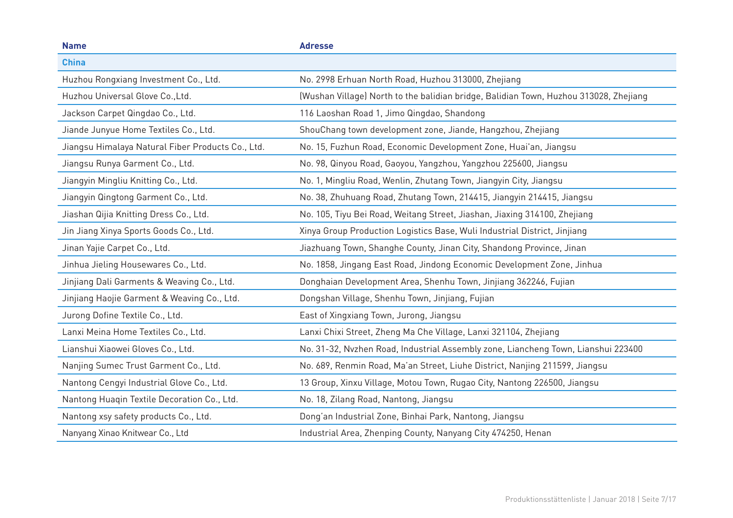| Name | Adresse |
| --- | --- |
| **China** | |
| Huzhou Rongxiang Investment Co., Ltd. | No. 2998 Erhuan North Road, Huzhou 313000, Zhejiang |
| Huzhou Universal Glove Co.,Ltd. | (Wushan Village) North to the balidian bridge, Balidian Town, Huzhou 313028, Zhejiang |
| Jackson Carpet Qingdao Co., Ltd. | 116 Laoshan Road 1, Jimo Qingdao, Shandong |
| Jiande Junyue Home Textiles Co., Ltd. | ShouChang town development zone, Jiande, Hangzhou, Zhejiang |
| Jiangsu Himalaya Natural Fiber Products Co., Ltd. | No. 15, Fuzhun Road, Economic Development Zone, Huai'an, Jiangsu |
| Jiangsu Runya Garment Co., Ltd. | No. 98, Qinyou Road, Gaoyou, Yangzhou, Yangzhou 225600, Jiangsu |
| Jiangyin Mingliu Knitting Co., Ltd. | No. 1, Mingliu Road, Wenlin, Zhutang Town, Jiangyin City, Jiangsu |
| Jiangyin Qingtong Garment Co., Ltd. | No. 38, Zhuhuang Road, Zhutang Town, 214415, Jiangyin 214415, Jiangsu |
| Jiashan Qijia Knitting Dress Co., Ltd. | No. 105, Tiyu Bei Road, Weitang Street, Jiashan, Jiaxing 314100, Zhejiang |
| Jin Jiang Xinya Sports Goods Co., Ltd. | Xinya Group Production Logistics Base, Wuli Industrial District, Jinjiang |
| Jinan Yajie Carpet Co., Ltd. | Jiazhuang Town, Shanghe County, Jinan City, Shandong Province, Jinan |
| Jinhua Jieling Housewares Co., Ltd. | No. 1858, Jingang East Road, Jindong Economic Development Zone, Jinhua |
| Jinjiang Dali Garments & Weaving Co., Ltd. | Donghaian Development Area, Shenhu Town, Jinjiang 362246, Fujian |
| Jinjiang Haojie Garment & Weaving Co., Ltd. | Dongshan Village, Shenhu Town, Jinjiang, Fujian |
| Jurong Dofine Textile Co., Ltd. | East of Xingxiang Town, Jurong, Jiangsu |
| Lanxi Meina Home Textiles Co., Ltd. | Lanxi Chixi Street, Zheng Ma Che Village, Lanxi 321104, Zhejiang |
| Lianshui Xiaowei Gloves Co., Ltd. | No. 31-32, Nvzhen Road, Industrial Assembly zone, Liancheng Town, Lianshui 223400 |
| Nanjing Sumec Trust Garment Co., Ltd. | No. 689, Renmin Road, Ma'an Street, Liuhe District, Nanjing 211599, Jiangsu |
| Nantong Cengyi Industrial Glove Co., Ltd. | 13 Group, Xinxu Village, Motou Town, Rugao City, Nantong 226500, Jiangsu |
| Nantong Huaqin Textile Decoration Co., Ltd. | No. 18, Zilang Road, Nantong, Jiangsu |
| Nantong xsy safety products Co., Ltd. | Dong'an Industrial Zone, Binhai Park, Nantong, Jiangsu |
| Nanyang Xinao Knitwear Co., Ltd | Industrial Area, Zhenping County, Nanyang City 474250, Henan |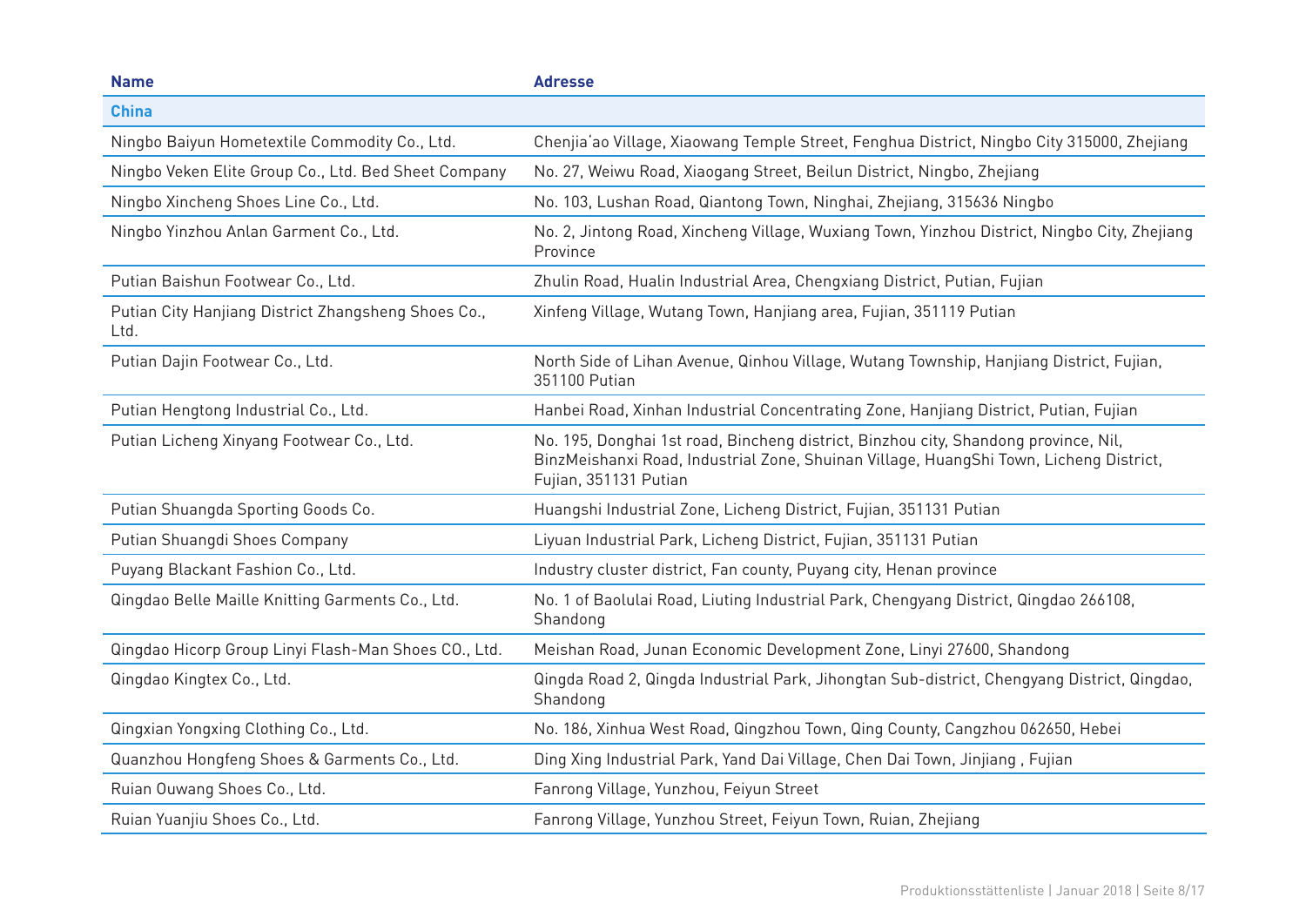| Name | Adresse |
| --- | --- |
| **China** | |
| Ningbo Baiyun Hometextile Commodity Co., Ltd. | Chenjia'ao Village, Xiaowang Temple Street, Fenghua District, Ningbo City 315000, Zhejiang |
| Ningbo Veken Elite Group Co., Ltd. Bed Sheet Company | No. 27, Weiwu Road, Xiaogang Street, Beilun District, Ningbo, Zhejiang |
| Ningbo Xincheng Shoes Line Co., Ltd. | No. 103, Lushan Road, Qiantong Town, Ninghai, Zhejiang, 315636 Ningbo |
| Ningbo Yinzhou Anlan Garment Co., Ltd. | No. 2, Jintong Road, Xincheng Village, Wuxiang Town, Yinzhou District, Ningbo City, Zhejiang Province |
| Putian Baishun Footwear Co., Ltd. | Zhulin Road, Hualin Industrial Area, Chengxiang District, Putian, Fujian |
| Putian City Hanjiang District Zhangsheng Shoes Co., Ltd. | Xinfeng Village, Wutang Town, Hanjiang area, Fujian, 351119 Putian |
| Putian Dajin Footwear Co., Ltd. | North Side of Lihan Avenue, Qinhou Village, Wutang Township, Hanjiang District, Fujian, 351100 Putian |
| Putian Hengtong Industrial Co., Ltd. | Hanbei Road, Xinhan Industrial Concentrating Zone, Hanjiang District, Putian, Fujian |
| Putian Licheng Xinyang Footwear Co., Ltd. | No. 195, Donghai 1st road, Bincheng district, Binzhou city, Shandong province, Nil, BinzMeishanxi Road, Industrial Zone, Shuinan Village, HuangShi Town, Licheng District, Fujian, 351131 Putian |
| Putian Shuangda Sporting Goods Co. | Huangshi Industrial Zone, Licheng District, Fujian, 351131 Putian |
| Putian Shuangdi Shoes Company | Liyuan Industrial Park, Licheng District, Fujian, 351131 Putian |
| Puyang Blackant Fashion Co., Ltd. | Industry cluster district, Fan county, Puyang city, Henan province |
| Qingdao Belle Maille Knitting Garments Co., Ltd. | No. 1 of Baolulai Road, Liuting Industrial Park, Chengyang District, Qingdao 266108, Shandong |
| Qingdao Hicorp Group Linyi Flash-Man Shoes CO., Ltd. | Meishan Road, Junan Economic Development Zone, Linyi 27600, Shandong |
| Qingdao Kingtex Co., Ltd. | Qingda Road 2, Qingda Industrial Park, Jihongtan Sub-district, Chengyang District, Qingdao, Shandong |
| Qingxian Yongxing Clothing Co., Ltd. | No. 186, Xinhua West Road, Qingzhou Town, Qing County, Cangzhou 062650, Hebei |
| Quanzhou Hongfeng Shoes & Garments Co., Ltd. | Ding Xing Industrial Park, Yand Dai Village, Chen Dai Town, Jinjiang , Fujian |
| Ruian Ouwang Shoes Co., Ltd. | Fanrong Village, Yunzhou, Feiyun Street |
| Ruian Yuanjiu Shoes Co., Ltd. | Fanrong Village, Yunzhou Street, Feiyun Town, Ruian, Zhejiang |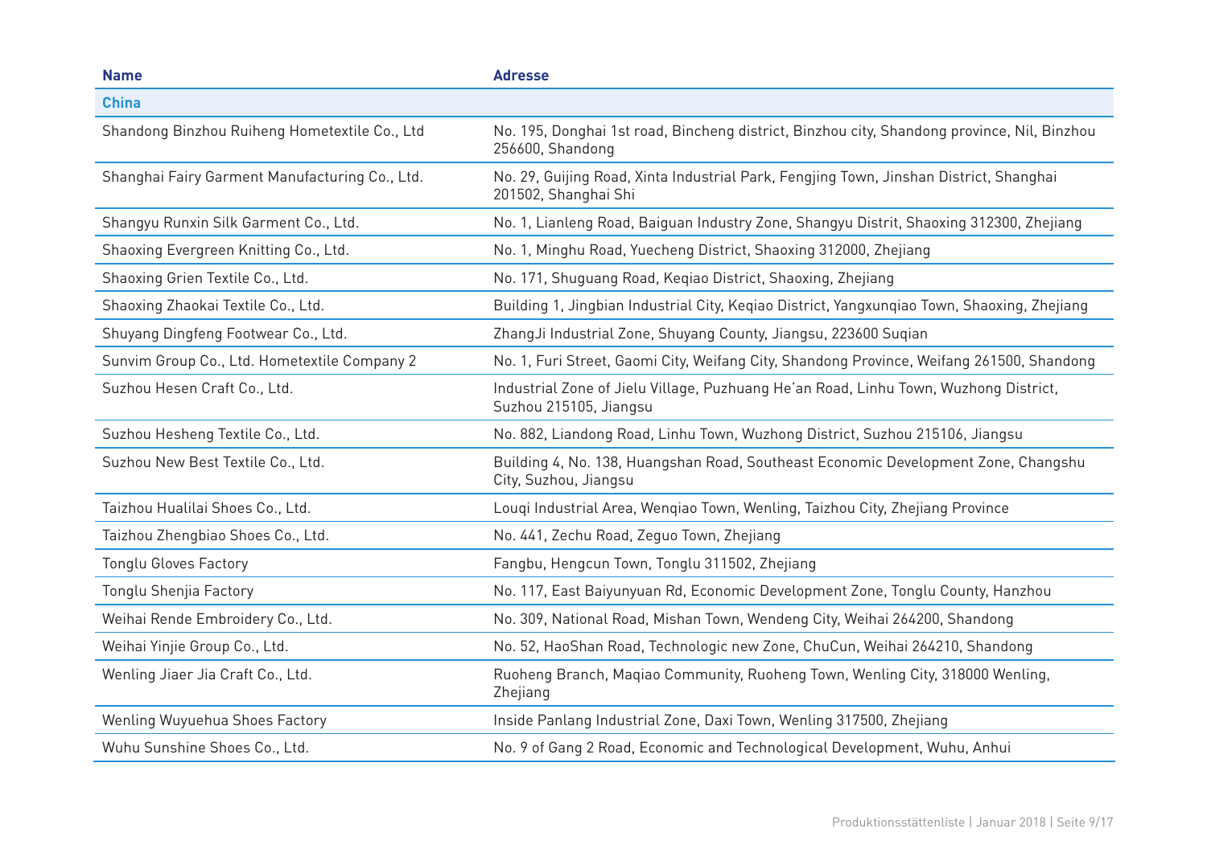| Name | Adresse |
|---|---|
| **China** | |
| Shandong Binzhou Ruiheng Hometextile Co., Ltd | No. 195, Donghai 1st road, Bincheng district, Binzhou city, Shandong province, Nil, Binzhou 256600, Shandong |
| Shanghai Fairy Garment Manufacturing Co., Ltd. | No. 29, Guijing Road, Xinta Industrial Park, Fengjing Town, Jinshan District, Shanghai 201502, Shanghai Shi |
| Shangyu Runxin Silk Garment Co., Ltd. | No. 1, Lianleng Road, Baiguan Industry Zone, Shangyu Distrit, Shaoxing 312300, Zhejiang |
| Shaoxing Evergreen Knitting Co., Ltd. | No. 1, Minghu Road, Yuecheng District, Shaoxing 312000, Zhejiang |
| Shaoxing Grien Textile Co., Ltd. | No. 171, Shuguang Road, Keqiao District, Shaoxing, Zhejiang |
| Shaoxing Zhaokai Textile Co., Ltd. | Building 1, Jingbian Industrial City, Keqiao District, Yangxunqiao Town, Shaoxing, Zhejiang |
| Shuyang Dingfeng Footwear Co., Ltd. | ZhangJi Industrial Zone, Shuyang County, Jiangsu, 223600 Suqian |
| Sunvim Group Co., Ltd. Hometextile Company 2 | No. 1, Furi Street, Gaomi City, Weifang City, Shandong Province, Weifang 261500, Shandong |
| Suzhou Hesen Craft Co., Ltd. | Industrial Zone of Jielu Village, Puzhuang He'an Road, Linhu Town, Wuzhong District, Suzhou 215105, Jiangsu |
| Suzhou Hesheng Textile Co., Ltd. | No. 882, Liandong Road, Linhu Town, Wuzhong District, Suzhou 215106, Jiangsu |
| Suzhou New Best Textile Co., Ltd. | Building 4, No. 138, Huangshan Road, Southeast Economic Development Zone, Changshu City, Suzhou, Jiangsu |
| Taizhou Hualilai Shoes Co., Ltd. | Louqi Industrial Area, Wenqiao Town, Wenling, Taizhou City, Zhejiang Province |
| Taizhou Zhengbiao Shoes Co., Ltd. | No. 441, Zechu Road, Zeguo Town, Zhejiang |
| Tonglu Gloves Factory | Fangbu, Hengcun Town, Tonglu 311502, Zhejiang |
| Tonglu Shenjia Factory | No. 117, East Baiyunyuan Rd, Economic Development Zone, Tonglu County, Hanzhou |
| Weihai Rende Embroidery Co., Ltd. | No. 309, National Road, Mishan Town, Wendeng City, Weihai 264200, Shandong |
| Weihai Yinjie Group Co., Ltd. | No. 52, HaoShan Road, Technologic new Zone, ChuCun, Weihai 264210, Shandong |
| Wenling Jiaer Jia Craft Co., Ltd. | Ruoheng Branch, Maqiao Community, Ruoheng Town, Wenling City, 318000 Wenling, Zhejiang |
| Wenling Wuyuehua Shoes Factory | Inside Panlang Industrial Zone, Daxi Town, Wenling 317500, Zhejiang |
| Wuhu Sunshine Shoes Co., Ltd. | No. 9 of Gang 2 Road, Economic and Technological Development, Wuhu, Anhui |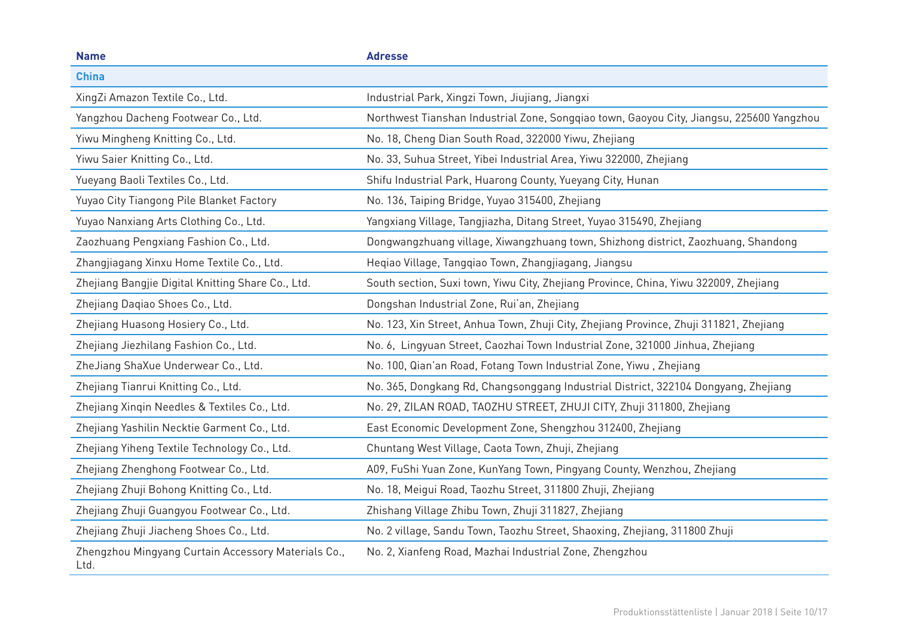| Name | Adresse |
|---|---|
| **China** | |
| XingZi Amazon Textile Co., Ltd. | Industrial Park, Xingzi Town, Jiujiang, Jiangxi |
| Yangzhou Dacheng Footwear Co., Ltd. | Northwest Tianshan Industrial Zone, Songqiao town, Gaoyou City, Jiangsu, 225600 Yangzhou |
| Yiwu Mingheng Knitting Co., Ltd. | No. 18, Cheng Dian South Road, 322000 Yiwu, Zhejiang |
| Yiwu Saier Knitting Co., Ltd. | No. 33, Suhua Street, Yibei Industrial Area, Yiwu 322000, Zhejiang |
| Yueyang Baoli Textiles Co., Ltd. | Shifu Industrial Park, Huarong County, Yueyang City, Hunan |
| Yuyao City Tiangong Pile Blanket Factory | No. 136, Taiping Bridge, Yuyao 315400, Zhejiang |
| Yuyao Nanxiang Arts Clothing Co., Ltd. | Yangxiang Village, Tangjiazha, Ditang Street, Yuyao 315490, Zhejiang |
| Zaozhuang Pengxiang Fashion Co., Ltd. | Dongwangzhuang village, Xiwangzhuang town, Shizhong district, Zaozhuang, Shandong |
| Zhangjiagang Xinxu Home Textile Co., Ltd. | Heqiao Village, Tangqiao Town, Zhangjiagang, Jiangsu |
| Zhejiang Bangjie Digital Knitting Share Co., Ltd. | South section, Suxi town, Yiwu City, Zhejiang Province, China, Yiwu 322009, Zhejiang |
| Zhejiang Daqiao Shoes Co., Ltd. | Dongshan Industrial Zone, Rui'an, Zhejiang |
| Zhejiang Huasong Hosiery Co., Ltd. | No. 123, Xin Street, Anhua Town, Zhuji City, Zhejiang Province, Zhuji 311821, Zhejiang |
| Zhejiang Jiezhilang Fashion Co., Ltd. | No. 6, Lingyuan Street, Caozhai Town Industrial Zone, 321000 Jinhua, Zhejiang |
| ZheJiang ShaXue Underwear Co., Ltd. | No. 100, Qian'an Road, Fotang Town Industrial Zone, Yiwu , Zhejiang |
| Zhejiang Tianrui Knitting Co., Ltd. | No. 365, Dongkang Rd, Changsonggang Industrial District, 322104 Dongyang, Zhejiang |
| Zhejiang Xinqin Needles & Textiles Co., Ltd. | No. 29, ZILAN ROAD, TAOZHU STREET, ZHUJI CITY, Zhuji 311800, Zhejiang |
| Zhejiang Yashilin Necktie Garment Co., Ltd. | East Economic Development Zone, Shengzhou 312400, Zhejiang |
| Zhejiang Yiheng Textile Technology Co., Ltd. | Chuntang West Village, Caota Town, Zhuji, Zhejiang |
| Zhejiang Zhenghong Footwear Co., Ltd. | A09, FuShi Yuan Zone, KunYang Town, Pingyang County, Wenzhou, Zhejiang |
| Zhejiang Zhuji Bohong Knitting Co., Ltd. | No. 18, Meigui Road, Taozhu Street, 311800 Zhuji, Zhejiang |
| Zhejiang Zhuji Guangyou Footwear Co., Ltd. | Zhishang Village Zhibu Town, Zhuji 311827, Zhejiang |
| Zhejiang Zhuji Jiacheng Shoes Co., Ltd. | No. 2 village, Sandu Town, Taozhu Street, Shaoxing, Zhejiang, 311800 Zhuji |
| Zhengzhou Mingyang Curtain Accessory Materials Co., Ltd. | No. 2, Xianfeng Road, Mazhai Industrial Zone, Zhengzhou |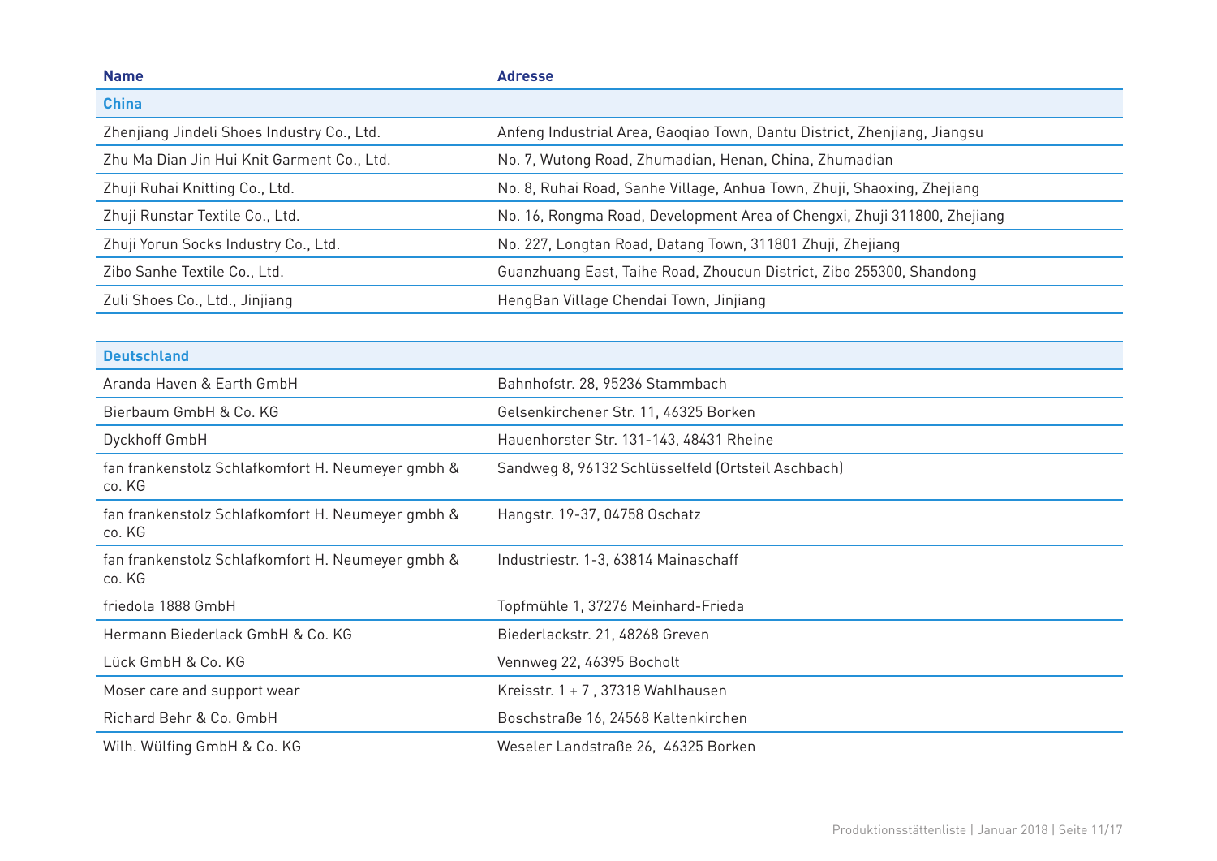| Name | Adresse |
|---|---|
| **China** | |
| Zhenjiang Jindeli Shoes Industry Co., Ltd. | Anfeng Industrial Area, Gaoqiao Town, Dantu District, Zhenjiang, Jiangsu |
| Zhu Ma Dian Jin Hui Knit Garment Co., Ltd. | No. 7, Wutong Road, Zhumadian, Henan, China, Zhumadian |
| Zhuji Ruhai Knitting Co., Ltd. | No. 8, Ruhai Road, Sanhe Village, Anhua Town, Zhuji, Shaoxing, Zhejiang |
| Zhuji Runstar Textile Co., Ltd. | No. 16, Rongma Road, Development Area of Chengxi, Zhuji 311800, Zhejiang |
| Zhuji Yorun Socks Industry Co., Ltd. | No. 227, Longtan Road, Datang Town, 311801 Zhuji, Zhejiang |
| Zibo Sanhe Textile Co., Ltd. | Guanzhuang East, Taihe Road, Zhoucun District, Zibo 255300, Shandong |
| Zuli Shoes Co., Ltd., Jinjiang | HengBan Village Chendai Town, Jinjiang |
| **Deutschland** | |
| Aranda Haven & Earth GmbH | Bahnhofstr. 28, 95236 Stammbach |
| Bierbaum GmbH & Co. KG | Gelsenkirchener Str. 11, 46325 Borken |
| Dyckhoff GmbH | Hauenhorster Str. 131-143, 48431 Rheine |
| fan frankenstolz Schlafkomfort H. Neumeyer gmbh & co. KG | Sandweg 8, 96132 Schlüsselfeld (Ortsteil Aschbach) |
| fan frankenstolz Schlafkomfort H. Neumeyer gmbh & co. KG | Hangstr. 19-37, 04758 Oschatz |
| fan frankenstolz Schlafkomfort H. Neumeyer gmbh & co. KG | Industriestr. 1-3, 63814 Mainaschaff |
| friedola 1888 GmbH | Topfmühle 1, 37276 Meinhard-Frieda |
| Hermann Biederlack GmbH & Co. KG | Biederlackstr. 21, 48268 Greven |
| Lück GmbH & Co. KG | Vennweg 22, 46395 Bocholt |
| Moser care and support wear | Kreisstr. 1 + 7 , 37318 Wahlhausen |
| Richard Behr & Co. GmbH | Boschstraße 16, 24568 Kaltenkirchen |
| Wilh. Wülfing GmbH & Co. KG | Weseler Landstraße 26, 46325 Borken |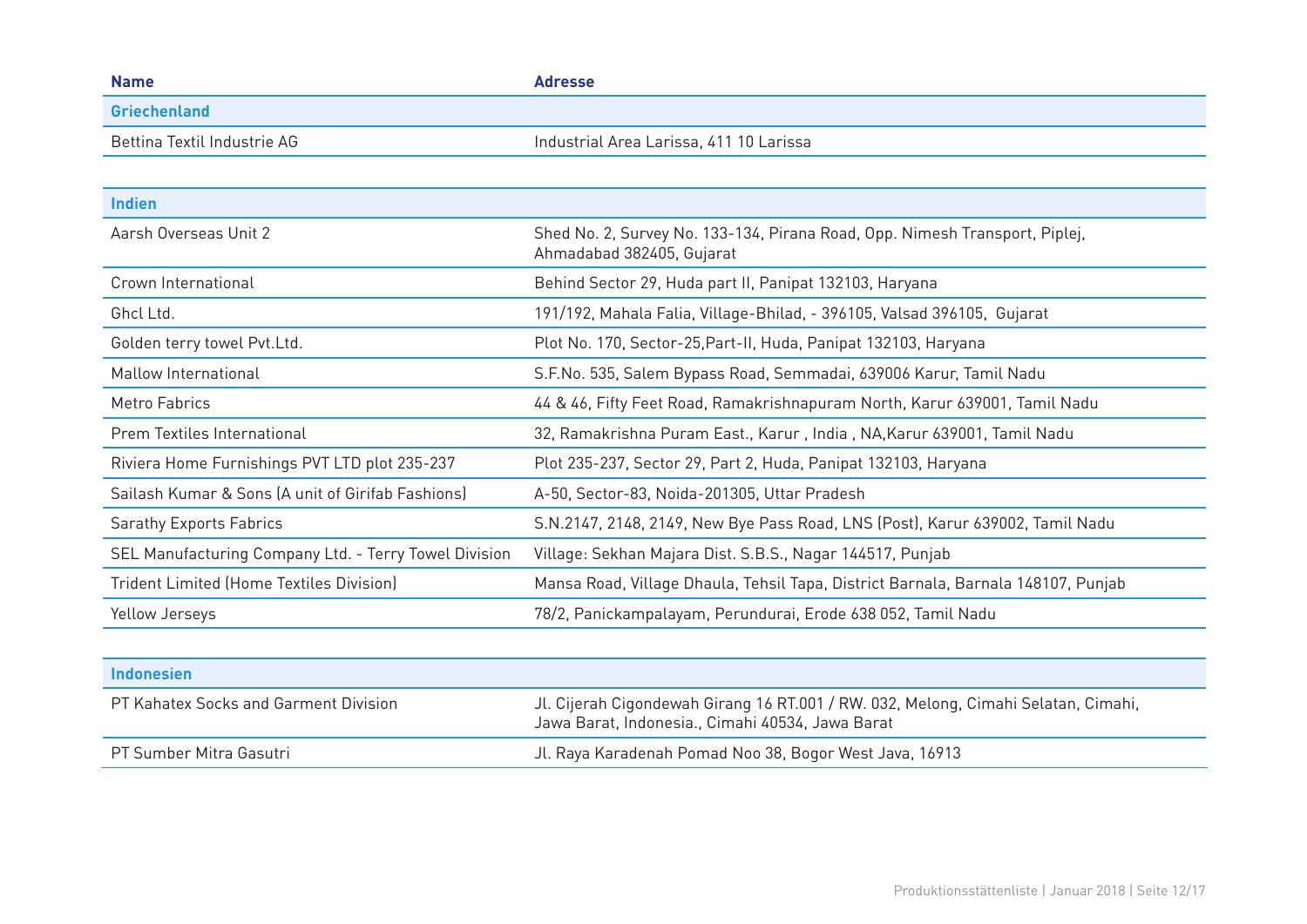| Name | Adresse |
|---|---|
| **Griechenland** | |
| Bettina Textil Industrie AG | Industrial Area Larissa, 411 10 Larissa |
| | |
| **Indien** | |
| Aarsh Overseas Unit 2 | Shed No. 2, Survey No. 133-134, Pirana Road, Opp. Nimesh Transport, Piplej, Ahmadabad 382405, Gujarat |
| Crown International | Behind Sector 29, Huda part II, Panipat 132103, Haryana |
| Ghcl Ltd. | 191/192, Mahala Falia, Village-Bhilad, - 396105, Valsad 396105, Gujarat |
| Golden terry towel Pvt.Ltd. | Plot No. 170, Sector-25,Part-II, Huda, Panipat 132103, Haryana |
| Mallow International | S.F.No. 535, Salem Bypass Road, Semmadai, 639006 Karur, Tamil Nadu |
| Metro Fabrics | 44 & 46, Fifty Feet Road, Ramakrishnapuram North, Karur 639001, Tamil Nadu |
| Prem Textiles International | 32, Ramakrishna Puram East., Karur , India , NA,Karur 639001, Tamil Nadu |
| Riviera Home Furnishings PVT LTD plot 235-237 | Plot 235-237, Sector 29, Part 2, Huda, Panipat 132103, Haryana |
| Sailash Kumar & Sons (A unit of Girifab Fashions) | A-50, Sector-83, Noida-201305, Uttar Pradesh |
| Sarathy Exports Fabrics | S.N.2147, 2148, 2149, New Bye Pass Road, LNS (Post), Karur 639002, Tamil Nadu |
| SEL Manufacturing Company Ltd. - Terry Towel Division | Village: Sekhan Majara Dist. S.B.S., Nagar 144517, Punjab |
| Trident Limited (Home Textiles Division) | Mansa Road, Village Dhaula, Tehsil Tapa, District Barnala, Barnala 148107, Punjab |
| Yellow Jerseys | 78/2, Panickampalayam, Perundurai, Erode 638 052, Tamil Nadu |
| | |
| **Indonesien** | |
| PT Kahatex Socks and Garment Division | Jl. Cijerah Cigondewah Girang 16 RT.001 / RW. 032, Melong, Cimahi Selatan, Cimahi, Jawa Barat, Indonesia., Cimahi 40534, Jawa Barat |
| PT Sumber Mitra Gasutri | Jl. Raya Karadenah Pomad Noo 38, Bogor West Java, 16913 |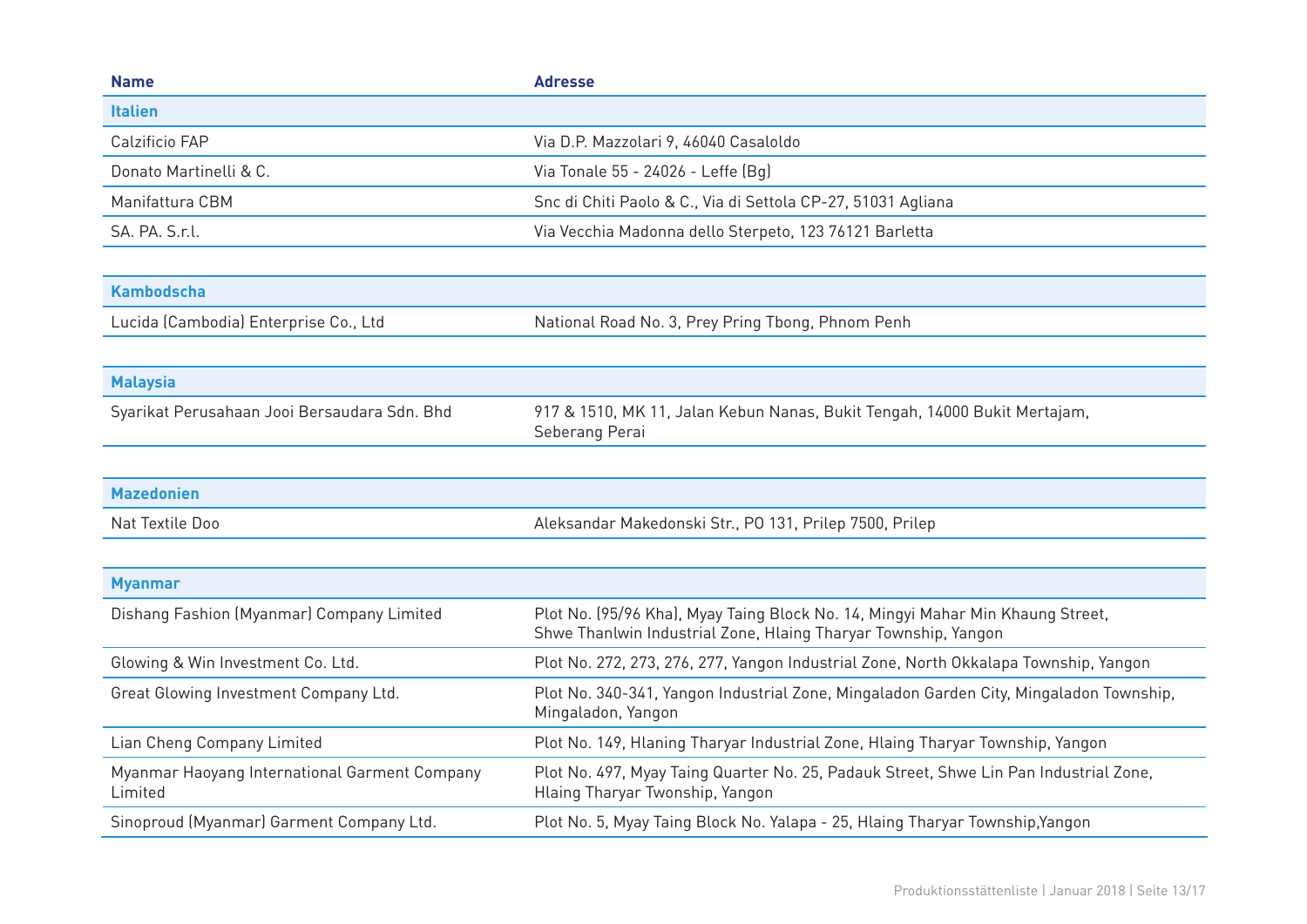| Name | Adresse |
|---|---|
| **Italien** | |
| Calzificio FAP | Via D.P. Mazzolari 9, 46040 Casaloldo |
| Donato Martinelli & C. | Via Tonale 55 - 24026 - Leffe (Bg) |
| Manifattura CBM | Snc di Chiti Paolo & C., Via di Settola CP-27, 51031 Agliana |
| SA. PA. S.r.l. | Via Vecchia Madonna dello Sterpeto, 123 76121 Barletta |
| | |
| **Kambodscha** | |
| Lucida (Cambodia) Enterprise Co., Ltd | National Road No. 3, Prey Pring Tbong, Phnom Penh |
| | |
| **Malaysia** | |
| Syarikat Perusahaan Jooi Bersaudara Sdn. Bhd | 917 & 1510, MK 11, Jalan Kebun Nanas, Bukit Tengah, 14000 Bukit Mertajam, Seberang Perai |
| | |
| **Mazedonien** | |
| Nat Textile Doo | Aleksandar Makedonski Str., PO 131, Prilep 7500, Prilep |
| | |
| **Myanmar** | |
| Dishang Fashion (Myanmar) Company Limited | Plot No. (95/96 Kha), Myay Taing Block No. 14, Mingyi Mahar Min Khaung Street, Shwe Thanlwin Industrial Zone, Hlaing Tharyar Township, Yangon |
| Glowing & Win Investment Co. Ltd. | Plot No. 272, 273, 276, 277, Yangon Industrial Zone, North Okkalapa Township, Yangon |
| Great Glowing Investment Company Ltd. | Plot No. 340-341, Yangon Industrial Zone, Mingaladon Garden City, Mingaladon Township, Mingaladon, Yangon |
| Lian Cheng Company Limited | Plot No. 149, Hlaning Tharyar Industrial Zone, Hlaing Tharyar Township, Yangon |
| Myanmar Haoyang International Garment Company Limited | Plot No. 497, Myay Taing Quarter No. 25, Padauk Street, Shwe Lin Pan Industrial Zone, Hlaing Tharyar Twonship, Yangon |
| Sinoproud (Myanmar) Garment Company Ltd. | Plot No. 5, Myay Taing Block No. Yalapa - 25, Hlaing Tharyar Township,Yangon |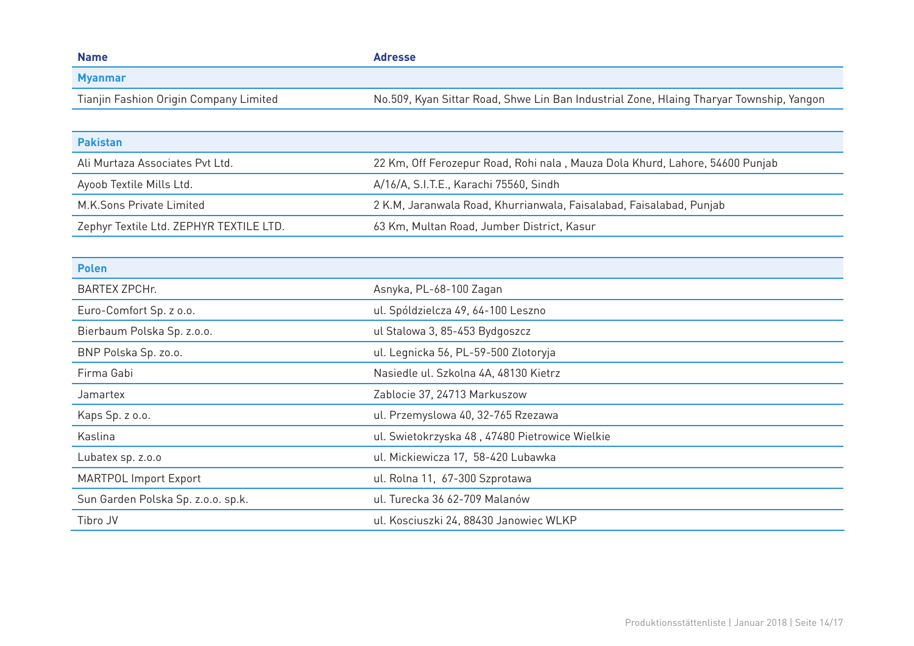| Name | Adresse |
|---|---|
| **Myanmar** | |
| Tianjin Fashion Origin Company Limited | No.509, Kyan Sittar Road, Shwe Lin Ban Industrial Zone, Hlaing Tharyar Township, Yangon |
| | |
| **Pakistan** | |
| Ali Murtaza Associates Pvt Ltd. | 22 Km, Off Ferozepur Road, Rohi nala , Mauza Dola Khurd, Lahore, 54600 Punjab |
| Ayoob Textile Mills Ltd. | A/16/A, S.I.T.E., Karachi 75560, Sindh |
| M.K.Sons Private Limited | 2 K.M, Jaranwala Road, Khurrianwala, Faisalabad, Faisalabad, Punjab |
| Zephyr Textile Ltd. ZEPHYR TEXTILE LTD. | 63 Km, Multan Road, Jumber District, Kasur |
| | |
| **Polen** | |
| BARTEX ZPCHr. | Asnyka, PL-68-100 Zagan |
| Euro-Comfort Sp. z o.o. | ul. Spóldzielcza 49, 64-100 Leszno |
| Bierbaum Polska Sp. z.o.o. | ul Stalowa 3, 85-453 Bydgoszcz |
| BNP Polska Sp. zo.o. | ul. Legnicka 56, PL-59-500 Zlotoryja |
| Firma Gabi | Nasiedle ul. Szkolna 4A, 48130 Kietrz |
| Jamartex | Zablocie 37, 24713 Markuszow |
| Kaps Sp. z o.o. | ul. Przemyslowa 40, 32-765 Rzezawa |
| Kaslina | ul. Swietokrzyska 48 , 47480 Pietrowice Wielkie |
| Lubatex sp. z.o.o | ul. Mickiewicza 17, 58-420 Lubawka |
| MARTPOL Import Export | ul. Rolna 11, 67-300 Szprotawa |
| Sun Garden Polska Sp. z.o.o. sp.k. | ul. Turecka 36 62-709 Malanów |
| Tibro JV | ul. Kosciuszki 24, 88430 Janowiec WLKP |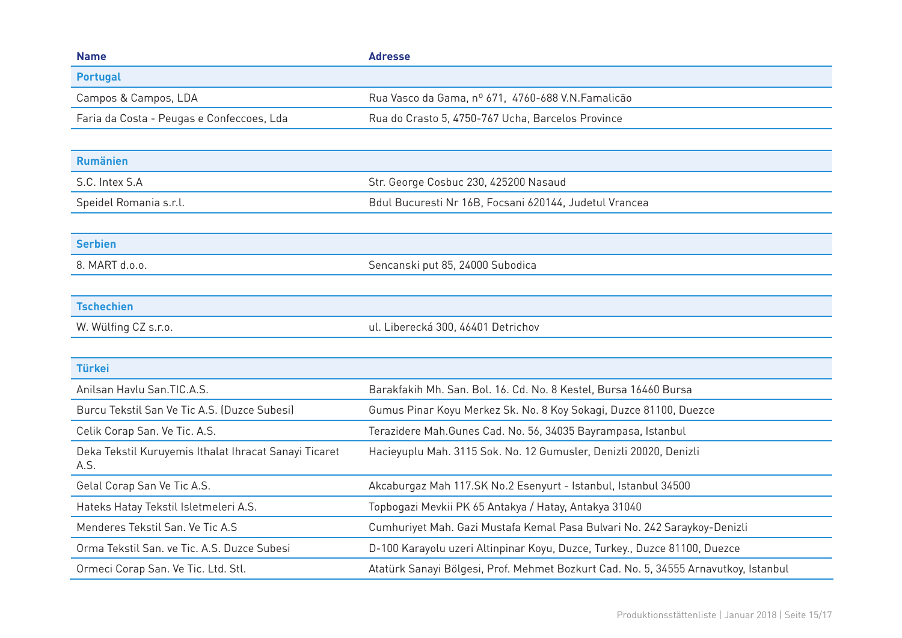| Name | Adresse |
|---|---|
| **Portugal** | |
| Campos & Campos, LDA | Rua Vasco da Gama, nº 671, 4760-688 V.N.Famalicão |
| Faria da Costa - Peugas e Confeccoes, Lda | Rua do Crasto 5, 4750-767 Ucha, Barcelos Province |
| | |
| **Rumänien** | |
| S.C. Intex S.A | Str. George Cosbuc 230, 425200 Nasaud |
| Speidel Romania s.r.l. | Bdul Bucuresti Nr 16B, Focsani 620144, Judetul Vrancea |
| | |
| **Serbien** | |
| 8. MART d.o.o. | Sencanski put 85, 24000 Subodica |
| | |
| **Tschechien** | |
| W. Wülfing CZ s.r.o. | ul. Liberecká 300, 46401 Detrichov |
| | |
| **Türkei** | |
| Anilsan Havlu San.TIC.A.S. | Barakfakih Mh. San. Bol. 16. Cd. No. 8 Kestel, Bursa 16460 Bursa |
| Burcu Tekstil San Ve Tic A.S. (Duzce Subesi) | Gumus Pinar Koyu Merkez Sk. No. 8 Koy Sokagi, Duzce 81100, Duezce |
| Celik Corap San. Ve Tic. A.S. | Terazidere Mah.Gunes Cad. No. 56, 34035 Bayrampasa, Istanbul |
| Deka Tekstil Kuruyemis Ithalat Ihracat Sanayi Ticaret A.S. | Hacieyuplu Mah. 3115 Sok. No. 12 Gumusler, Denizli 20020, Denizli |
| Gelal Corap San Ve Tic A.S. | Akcaburgaz Mah 117.SK No.2 Esenyurt - Istanbul, Istanbul 34500 |
| Hateks Hatay Tekstil Isletmeleri A.S. | Topbogazi Mevkii PK 65 Antakya / Hatay, Antakya 31040 |
| Menderes Tekstil San. Ve Tic A.S | Cumhuriyet Mah. Gazi Mustafa Kemal Pasa Bulvari No. 242 Saraykoy-Denizli |
| Orma Tekstil San. ve Tic. A.S. Duzce Subesi | D-100 Karayolu uzeri Altinpinar Koyu, Duzce, Turkey., Duzce 81100, Duezce |
| Ormeci Corap San. Ve Tic. Ltd. Stl. | Atatürk Sanayi Bölgesi, Prof. Mehmet Bozkurt Cad. No. 5, 34555 Arnavutkoy, Istanbul |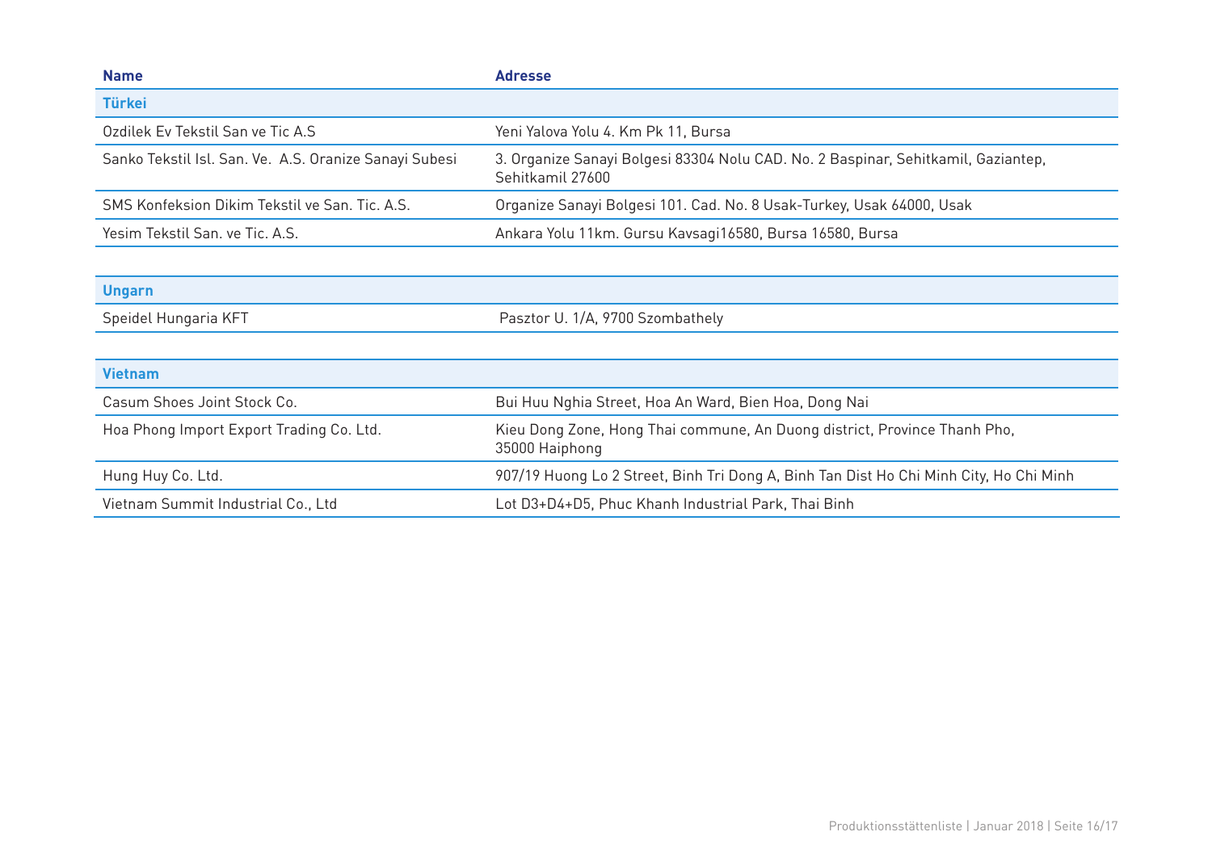| Name | Adresse |
|---|---|
| **Türkei** | |
| Ozdilek Ev Tekstil San ve Tic A.S | Yeni Yalova Yolu 4. Km Pk 11, Bursa |
| Sanko Tekstil Isl. San. Ve. A.S. Oranize Sanayi Subesi | 3. Organize Sanayi Bolgesi 83304 Nolu CAD. No. 2 Baspinar, Sehitkamil, Gaziantep, Sehitkamil 27600 |
| SMS Konfeksion Dikim Tekstil ve San. Tic. A.S. | Organize Sanayi Bolgesi 101. Cad. No. 8 Usak-Turkey, Usak 64000, Usak |
| Yesim Tekstil San. ve Tic. A.S. | Ankara Yolu 11km. Gursu Kavsagi16580, Bursa 16580, Bursa |
| **Ungarn** | |
| Speidel Hungaria KFT | Pasztor U. 1/A, 9700 Szombathely |
| **Vietnam** | |
| Casum Shoes Joint Stock Co. | Bui Huu Nghia Street, Hoa An Ward, Bien Hoa, Dong Nai |
| Hoa Phong Import Export Trading Co. Ltd. | Kieu Dong Zone, Hong Thai commune, An Duong district, Province Thanh Pho, 35000 Haiphong |
| Hung Huy Co. Ltd. | 907/19 Huong Lo 2 Street, Binh Tri Dong A, Binh Tan Dist Ho Chi Minh City, Ho Chi Minh |
| Vietnam Summit Industrial Co., Ltd | Lot D3+D4+D5, Phuc Khanh Industrial Park, Thai Binh |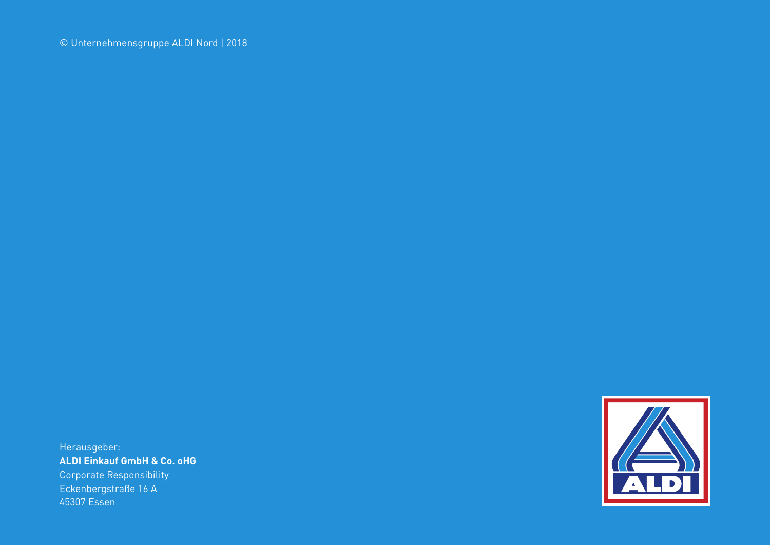© Unternehmensgruppe ALDI Nord | 2018

Herausgeber:
**ALDI Einkauf GmbH & Co. oHG**
Corporate Responsibility
Eckenbergstraße 16 A
45307 Essen